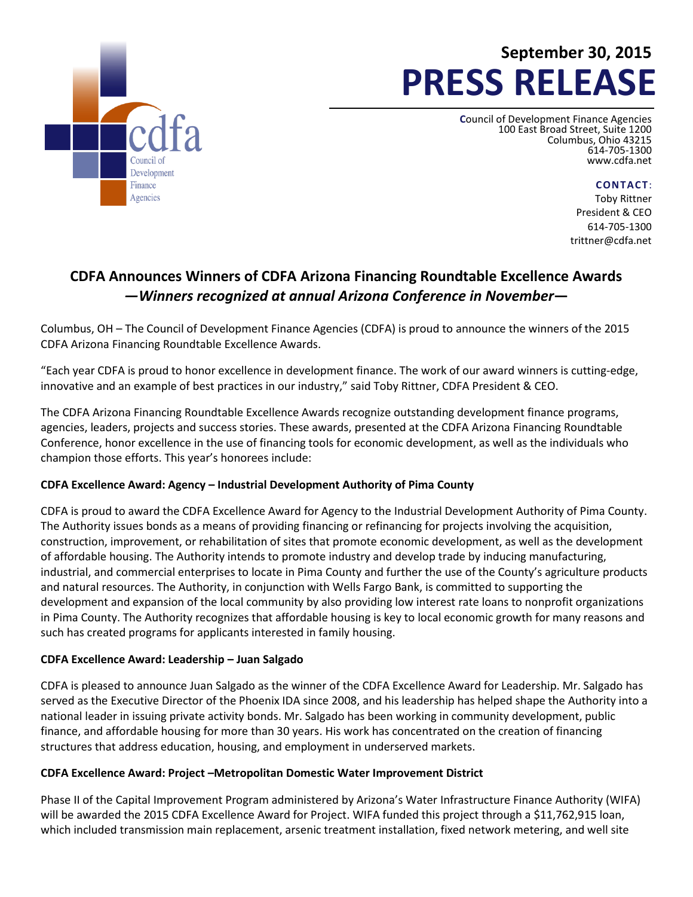**September 30, 2015**

# PRESS RELEASE

Council of Development Finance Agencies
100 East Broad Street, Suite 1200
Columbus, Ohio 43215
614-705-1300
www.cdfa.net

**CONTACT**:
Toby Rittner
President & CEO
614-705-1300
trittner@cdfa.net

## CDFA Announces Winners of CDFA Arizona Financing Roundtable Excellence Awards

***—Winners recognized at annual Arizona Conference in November—***

Columbus, OH – The Council of Development Finance Agencies (CDFA) is proud to announce the winners of the 2015 CDFA Arizona Financing Roundtable Excellence Awards.

"Each year CDFA is proud to honor excellence in development finance. The work of our award winners is cutting-edge, innovative and an example of best practices in our industry," said Toby Rittner, CDFA President & CEO.

The CDFA Arizona Financing Roundtable Excellence Awards recognize outstanding development finance programs, agencies, leaders, projects and success stories. These awards, presented at the CDFA Arizona Financing Roundtable Conference, honor excellence in the use of financing tools for economic development, as well as the individuals who champion those efforts. This year's honorees include:

**CDFA Excellence Award: Agency – Industrial Development Authority of Pima County**

CDFA is proud to award the CDFA Excellence Award for Agency to the Industrial Development Authority of Pima County. The Authority issues bonds as a means of providing financing or refinancing for projects involving the acquisition, construction, improvement, or rehabilitation of sites that promote economic development, as well as the development of affordable housing. The Authority intends to promote industry and develop trade by inducing manufacturing, industrial, and commercial enterprises to locate in Pima County and further the use of the County's agriculture products and natural resources. The Authority, in conjunction with Wells Fargo Bank, is committed to supporting the development and expansion of the local community by also providing low interest rate loans to nonprofit organizations in Pima County. The Authority recognizes that affordable housing is key to local economic growth for many reasons and such has created programs for applicants interested in family housing.

**CDFA Excellence Award: Leadership – Juan Salgado**

CDFA is pleased to announce Juan Salgado as the winner of the CDFA Excellence Award for Leadership. Mr. Salgado has served as the Executive Director of the Phoenix IDA since 2008, and his leadership has helped shape the Authority into a national leader in issuing private activity bonds. Mr. Salgado has been working in community development, public finance, and affordable housing for more than 30 years. His work has concentrated on the creation of financing structures that address education, housing, and employment in underserved markets.

**CDFA Excellence Award: Project –Metropolitan Domestic Water Improvement District**

Phase II of the Capital Improvement Program administered by Arizona's Water Infrastructure Finance Authority (WIFA) will be awarded the 2015 CDFA Excellence Award for Project. WIFA funded this project through a $11,762,915 loan, which included transmission main replacement, arsenic treatment installation, fixed network metering, and well site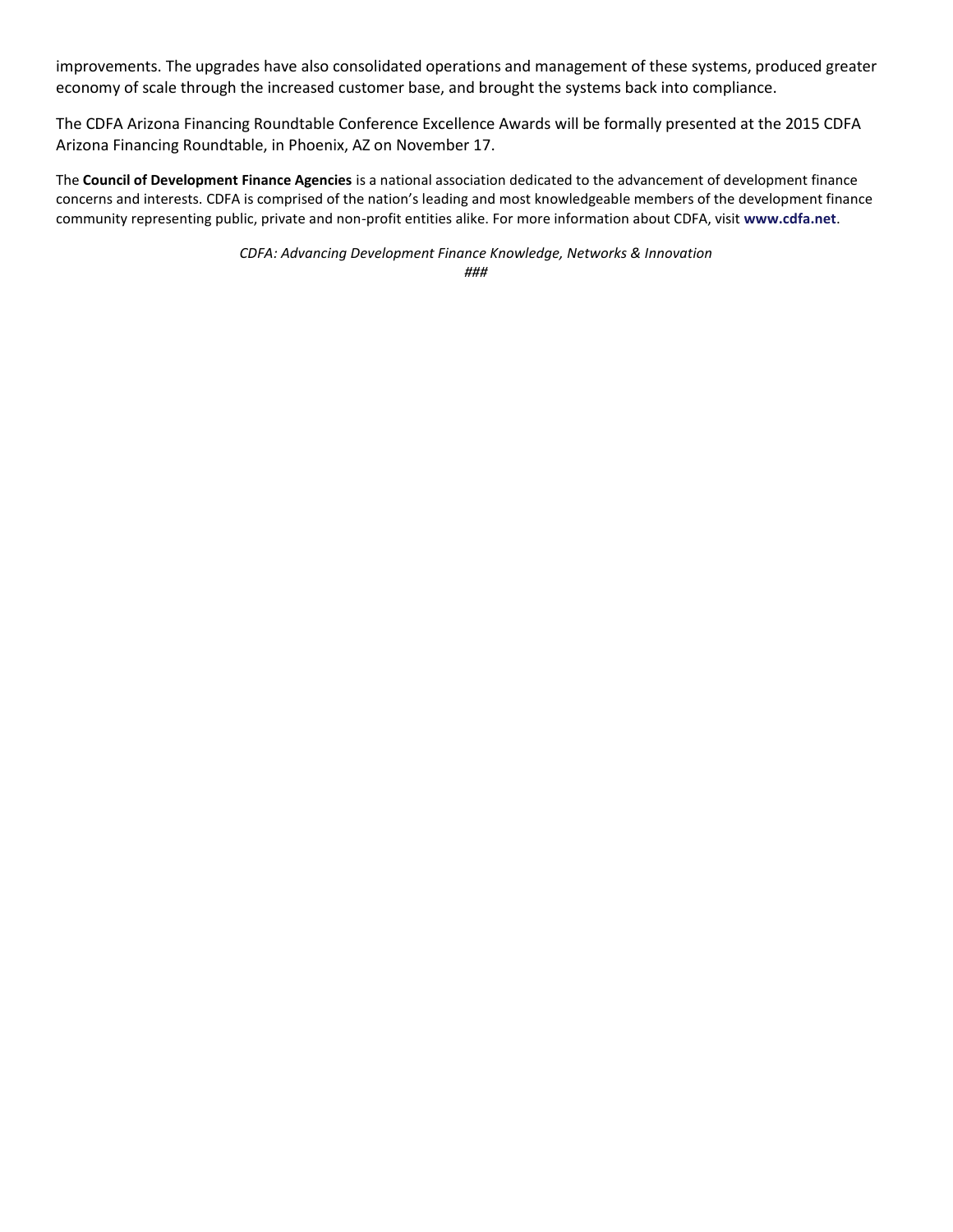improvements. The upgrades have also consolidated operations and management of these systems, produced greater economy of scale through the increased customer base, and brought the systems back into compliance.

The CDFA Arizona Financing Roundtable Conference Excellence Awards will be formally presented at the 2015 CDFA Arizona Financing Roundtable, in Phoenix, AZ on November 17.

The **Council of Development Finance Agencies** is a national association dedicated to the advancement of development finance concerns and interests. CDFA is comprised of the nation's leading and most knowledgeable members of the development finance community representing public, private and non-profit entities alike. For more information about CDFA, visit **www.cdfa.net**.

*CDFA: Advancing Development Finance Knowledge, Networks & Innovation*

*###*